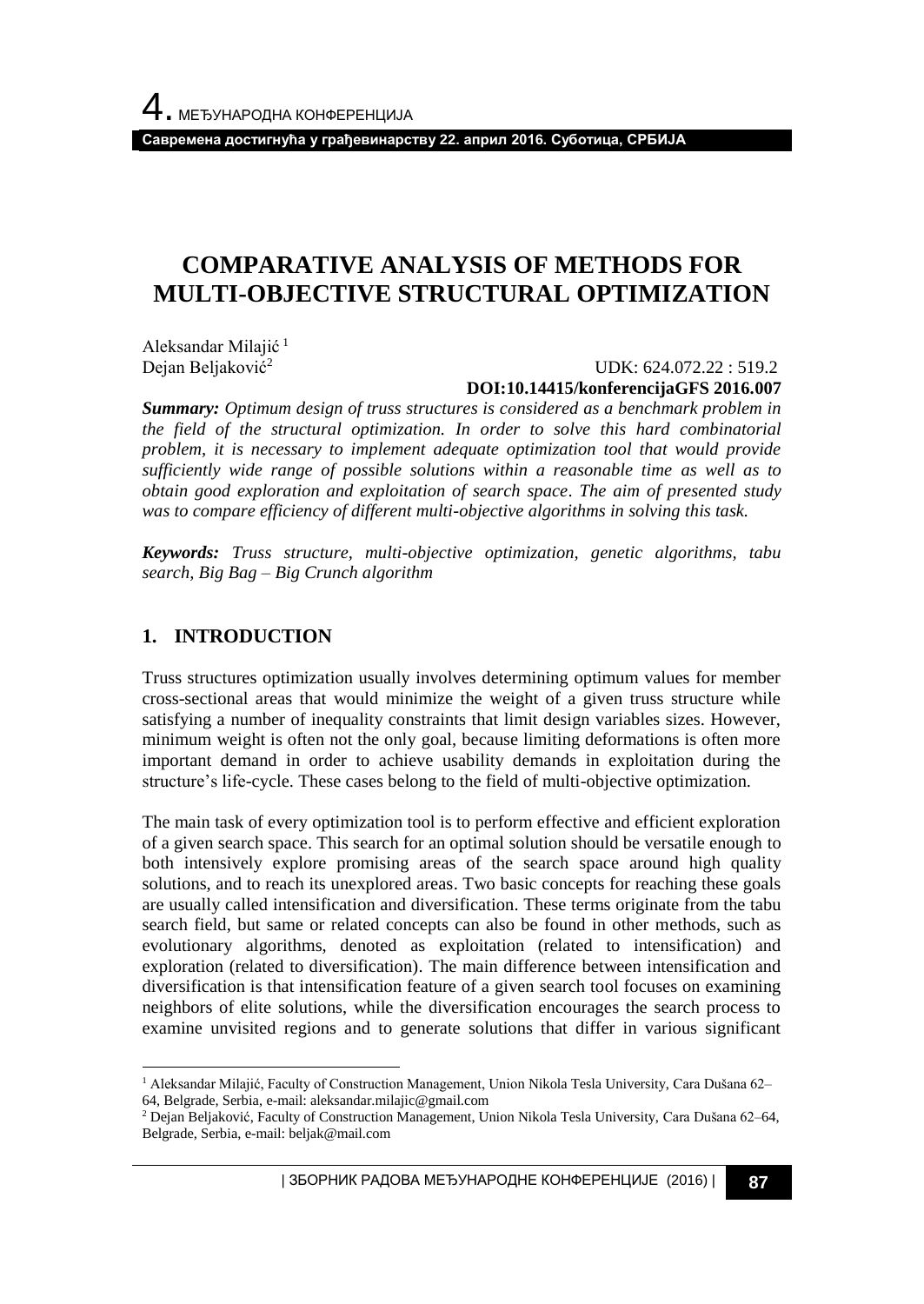# COMPARATIVE ANALYSIS OF METHODS FOR MULTI-OBJECTIVE STRUCTURAL OPTIMIZATION

Aleksandar Milajić [1]
Dejan Beljaković[2]

UDK: 624.072.22 : 519.2
**DOI:10.14415/konferencijaGFS 2016.007**

***Summary:*** *Optimum design of truss structures is considered as a benchmark problem in the field of the structural optimization. In order to solve this hard combinatorial problem, it is necessary to implement adequate optimization tool that would provide sufficiently wide range of possible solutions within a reasonable time as well as to obtain good exploration and exploitation of search space. The aim of presented study was to compare efficiency of different multi-objective algorithms in solving this task.*

***Keywords:*** *Truss structure, multi-objective optimization, genetic algorithms, tabu search, Big Bag – Big Crunch algorithm*

## 1. INTRODUCTION

Truss structures optimization usually involves determining optimum values for member cross-sectional areas that would minimize the weight of a given truss structure while satisfying a number of inequality constraints that limit design variables sizes. However, minimum weight is often not the only goal, because limiting deformations is often more important demand in order to achieve usability demands in exploitation during the structure's life-cycle. These cases belong to the field of multi-objective optimization.

The main task of every optimization tool is to perform effective and efficient exploration of a given search space. This search for an optimal solution should be versatile enough to both intensively explore promising areas of the search space around high quality solutions, and to reach its unexplored areas. Two basic concepts for reaching these goals are usually called intensification and diversification. These terms originate from the tabu search field, but same or related concepts can also be found in other methods, such as evolutionary algorithms, denoted as exploitation (related to intensification) and exploration (related to diversification). The main difference between intensification and diversification is that intensification feature of a given search tool focuses on examining neighbors of elite solutions, while the diversification encourages the search process to examine unvisited regions and to generate solutions that differ in various significant

---

[1] Aleksandar Milajić, Faculty of Construction Management, Union Nikola Tesla University, Cara Dušana 62–64, Belgrade, Serbia, e-mail: aleksandar.milajic@gmail.com

[2] Dejan Beljaković, Faculty of Construction Management, Union Nikola Tesla University, Cara Dušana 62–64, Belgrade, Serbia, e-mail: beljak@mail.com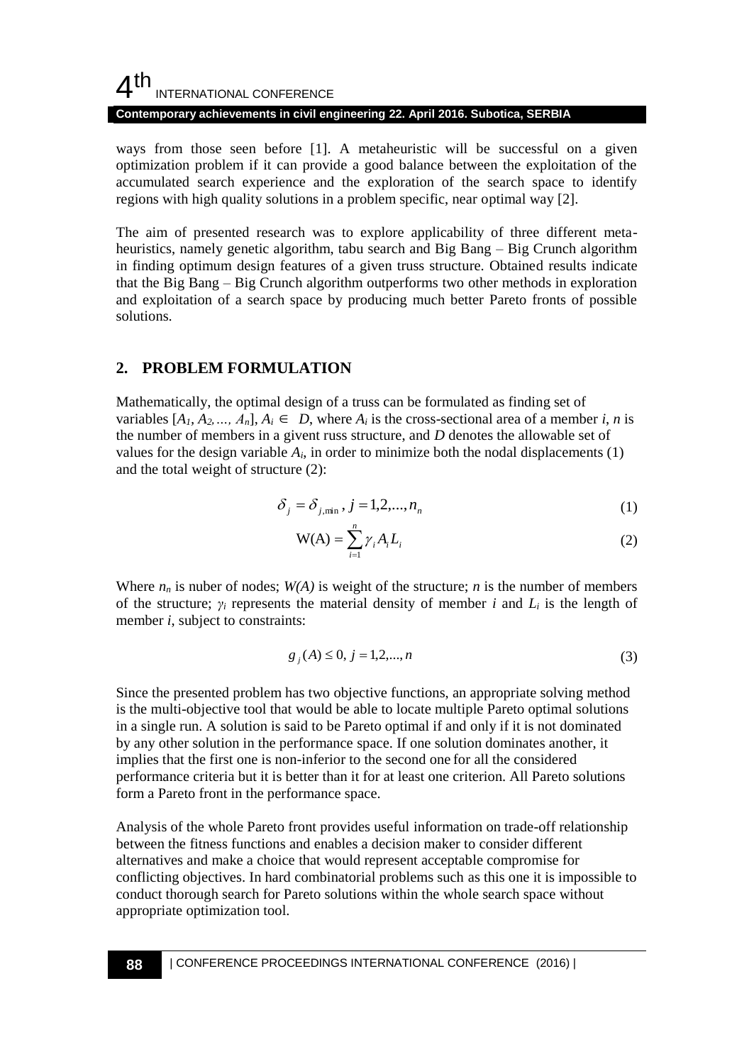ways from those seen before [1]. A metaheuristic will be successful on a given optimization problem if it can provide a good balance between the exploitation of the accumulated search experience and the exploration of the search space to identify regions with high quality solutions in a problem specific, near optimal way [2].

The aim of presented research was to explore applicability of three different meta-heuristics, namely genetic algorithm, tabu search and Big Bang – Big Crunch algorithm in finding optimum design features of a given truss structure. Obtained results indicate that the Big Bang – Big Crunch algorithm outperforms two other methods in exploration and exploitation of a search space by producing much better Pareto fronts of possible solutions.

## 2. PROBLEM FORMULATION

Mathematically, the optimal design of a truss can be formulated as finding set of variables $[A_1, A_2, ..., A_n]$, $A_i \in D$, where $A_i$ is the cross-sectional area of a member $i$, $n$ is the number of members in a givent russ structure, and $D$ denotes the allowable set of values for the design variable $A_i$, in order to minimize both the nodal displacements (1) and the total weight of structure (2):

$$\delta_j = \delta_{j,\min},\ j = 1,2,...,n_n \tag{1}$$

$$\mathrm{W(A)} = \sum_{i=1}^{n} \gamma_i A_i L_i \tag{2}$$

Where $n_n$ is nuber of nodes; $W(A)$ is weight of the structure; $n$ is the number of members of the structure; $\gamma_i$ represents the material density of member $i$ and $L_i$ is the length of member $i$, subject to constraints:

$$g_j(A) \leq 0,\ j = 1,2,...,n \tag{3}$$

Since the presented problem has two objective functions, an appropriate solving method is the multi-objective tool that would be able to locate multiple Pareto optimal solutions in a single run. A solution is said to be Pareto optimal if and only if it is not dominated by any other solution in the performance space. If one solution dominates another, it implies that the first one is non-inferior to the second one for all the considered performance criteria but it is better than it for at least one criterion. All Pareto solutions form a Pareto front in the performance space.

Analysis of the whole Pareto front provides useful information on trade-off relationship between the fitness functions and enables a decision maker to consider different alternatives and make a choice that would represent acceptable compromise for conflicting objectives. In hard combinatorial problems such as this one it is impossible to conduct thorough search for Pareto solutions within the whole search space without appropriate optimization tool.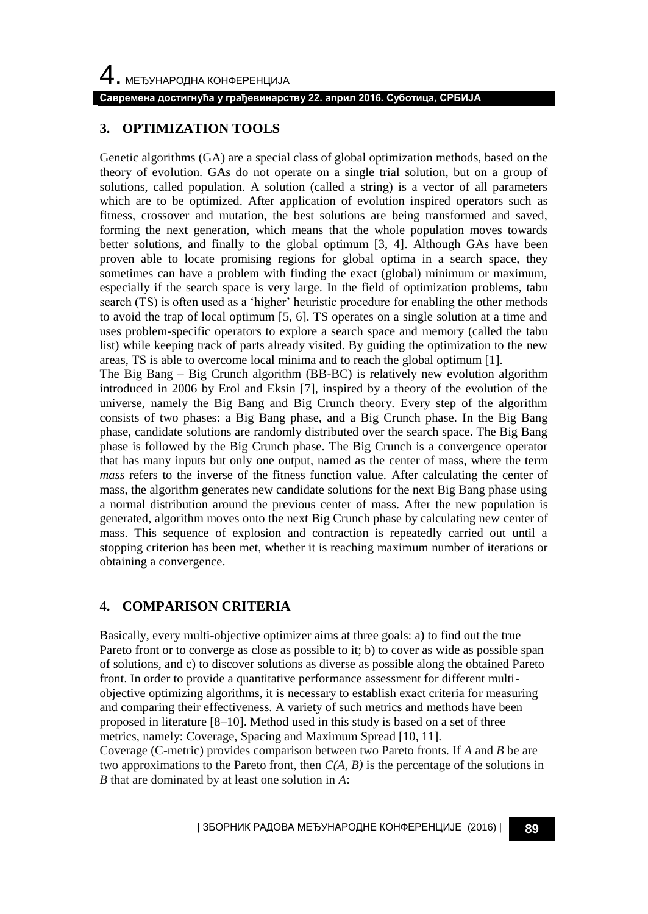## 3. OPTIMIZATION TOOLS

Genetic algorithms (GA) are a special class of global optimization methods, based on the theory of evolution. GAs do not operate on a single trial solution, but on a group of solutions, called population. A solution (called a string) is a vector of all parameters which are to be optimized. After application of evolution inspired operators such as fitness, crossover and mutation, the best solutions are being transformed and saved, forming the next generation, which means that the whole population moves towards better solutions, and finally to the global optimum [3, 4]. Although GAs have been proven able to locate promising regions for global optima in a search space, they sometimes can have a problem with finding the exact (global) minimum or maximum, especially if the search space is very large. In the field of optimization problems, tabu search (TS) is often used as a 'higher' heuristic procedure for enabling the other methods to avoid the trap of local optimum [5, 6]. TS operates on a single solution at a time and uses problem-specific operators to explore a search space and memory (called the tabu list) while keeping track of parts already visited. By guiding the optimization to the new areas, TS is able to overcome local minima and to reach the global optimum [1].

The Big Bang – Big Crunch algorithm (BB-BC) is relatively new evolution algorithm introduced in 2006 by Erol and Eksin [7], inspired by a theory of the evolution of the universe, namely the Big Bang and Big Crunch theory. Every step of the algorithm consists of two phases: a Big Bang phase, and a Big Crunch phase. In the Big Bang phase, candidate solutions are randomly distributed over the search space. The Big Bang phase is followed by the Big Crunch phase. The Big Crunch is a convergence operator that has many inputs but only one output, named as the center of mass, where the term *mass* refers to the inverse of the fitness function value. After calculating the center of mass, the algorithm generates new candidate solutions for the next Big Bang phase using a normal distribution around the previous center of mass. After the new population is generated, algorithm moves onto the next Big Crunch phase by calculating new center of mass. This sequence of explosion and contraction is repeatedly carried out until a stopping criterion has been met, whether it is reaching maximum number of iterations or obtaining a convergence.

## 4. COMPARISON CRITERIA

Basically, every multi-objective optimizer aims at three goals: a) to find out the true Pareto front or to converge as close as possible to it; b) to cover as wide as possible span of solutions, and c) to discover solutions as diverse as possible along the obtained Pareto front. In order to provide a quantitative performance assessment for different multi-objective optimizing algorithms, it is necessary to establish exact criteria for measuring and comparing their effectiveness. A variety of such metrics and methods have been proposed in literature [8–10]. Method used in this study is based on a set of three metrics, namely: Coverage, Spacing and Maximum Spread [10, 11].

Coverage (C-metric) provides comparison between two Pareto fronts. If $A$ and $B$ be are two approximations to the Pareto front, then $C(A, B)$ is the percentage of the solutions in $B$ that are dominated by at least one solution in $A$: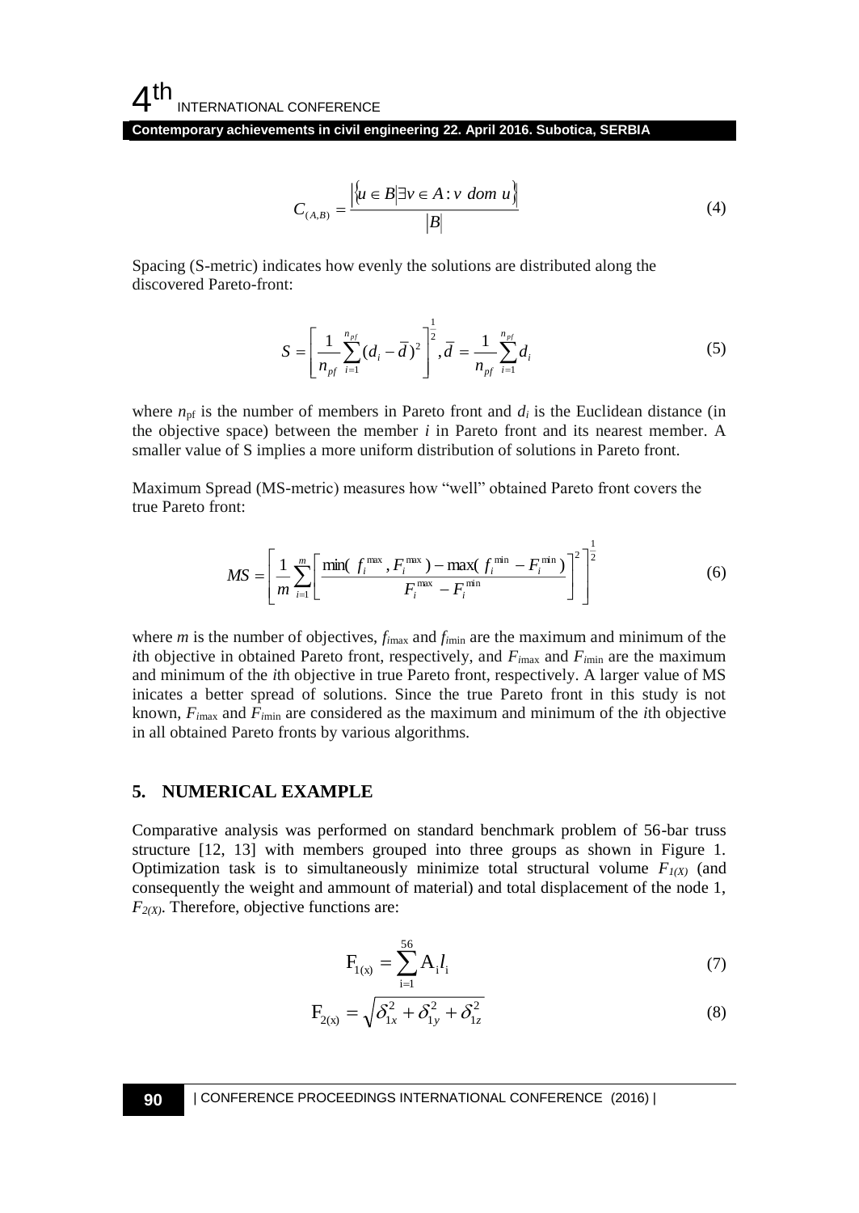$$C_{(A,B)} = \frac{\left|\{u \in B \,|\, \exists v \in A : v \; dom \; u\}\right|}{|B|} \tag{4}$$

Spacing (S-metric) indicates how evenly the solutions are distributed along the discovered Pareto-front:

$$S = \left[ \frac{1}{n_{pf}} \sum_{i=1}^{n_{pf}} (d_i - \bar{d})^2 \right]^{\frac{1}{2}}, \bar{d} = \frac{1}{n_{pf}} \sum_{i=1}^{n_{pf}} d_i \tag{5}$$

where $n_{pf}$ is the number of members in Pareto front and $d_i$ is the Euclidean distance (in the objective space) between the member $i$ in Pareto front and its nearest member. A smaller value of S implies a more uniform distribution of solutions in Pareto front.

Maximum Spread (MS-metric) measures how "well" obtained Pareto front covers the true Pareto front:

$$MS = \left[ \frac{1}{m} \sum_{i=1}^{m} \left[ \frac{\min(f_i^{\max}, F_i^{\max}) - \max(f_i^{\min} - F_i^{\min})}{F_i^{\max} - F_i^{\min}} \right]^2 \right]^{\frac{1}{2}} \tag{6}$$

where $m$ is the number of objectives, $f_{i\max}$ and $f_{i\min}$ are the maximum and minimum of the $i$th objective in obtained Pareto front, respectively, and $F_{i\max}$ and $F_{i\min}$ are the maximum and minimum of the $i$th objective in true Pareto front, respectively. A larger value of MS inicates a better spread of solutions. Since the true Pareto front in this study is not known, $F_{i\max}$ and $F_{i\min}$ are considered as the maximum and minimum of the $i$th objective in all obtained Pareto fronts by various algorithms.

## 5. NUMERICAL EXAMPLE

Comparative analysis was performed on standard benchmark problem of 56-bar truss structure [12, 13] with members grouped into three groups as shown in Figure 1. Optimization task is to simultaneously minimize total structural volume $F_{1(X)}$ (and consequently the weight and ammount of material) and total displacement of the node 1, $F_{2(X)}$. Therefore, objective functions are:

$$\mathrm{F}_{1(\mathrm{x})} = \sum_{\mathrm{i}=1}^{56} \mathrm{A}_{\mathrm{i}} l_{\mathrm{i}} \tag{7}$$

$$\mathrm{F}_{2(\mathrm{x})} = \sqrt{\delta_{1x}^2 + \delta_{1y}^2 + \delta_{1z}^2} \tag{8}$$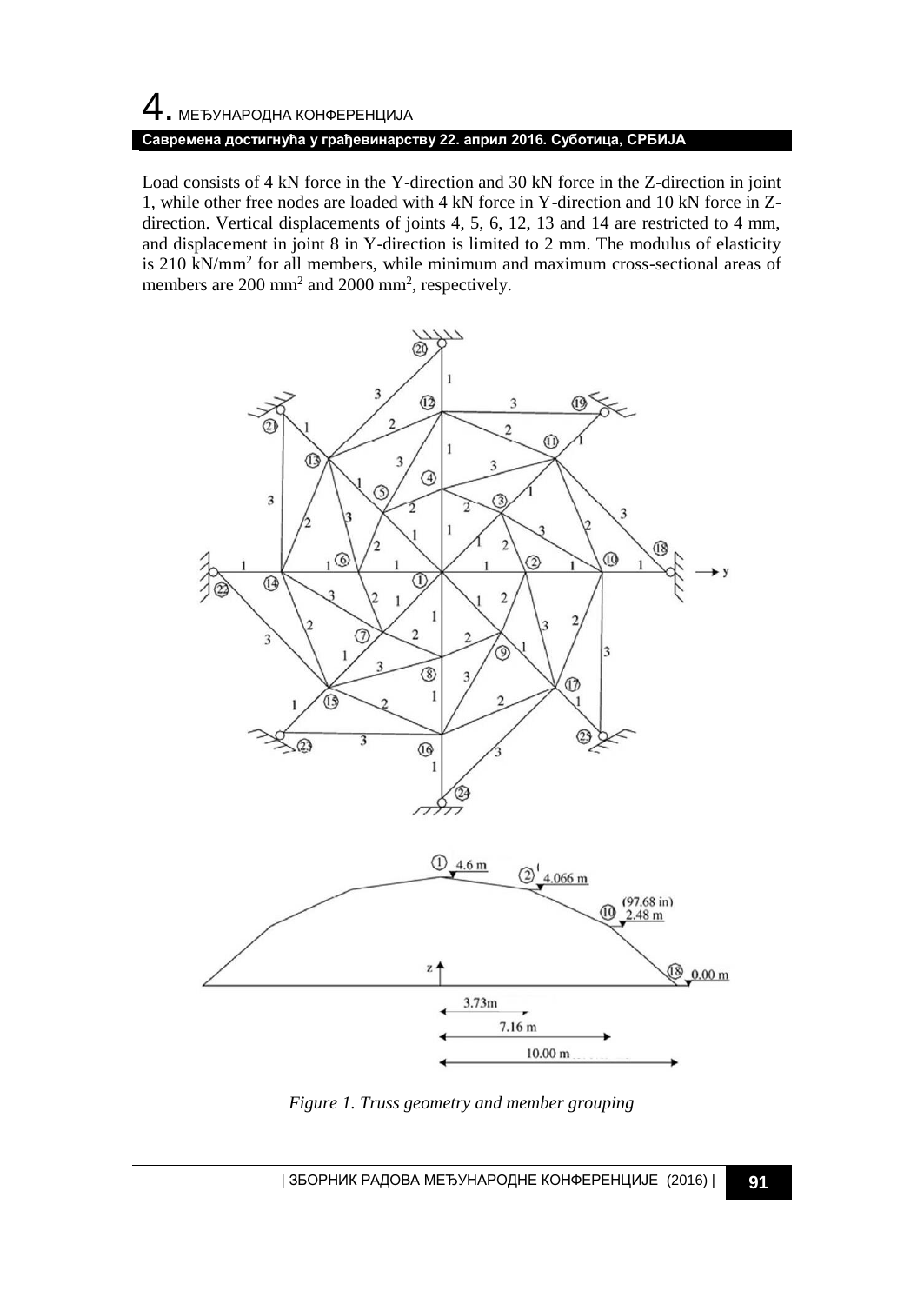Load consists of 4 kN force in the Y-direction and 30 kN force in the Z-direction in joint 1, while other free nodes are loaded with 4 kN force in Y-direction and 10 kN force in Z-direction. Vertical displacements of joints 4, 5, 6, 12, 13 and 14 are restricted to 4 mm, and displacement in joint 8 in Y-direction is limited to 2 mm. The modulus of elasticity is 210 kN/mm$^2$ for all members, while minimum and maximum cross-sectional areas of members are 200 mm$^2$ and 2000 mm$^2$, respectively.

*Figure 1. Truss geometry and member grouping*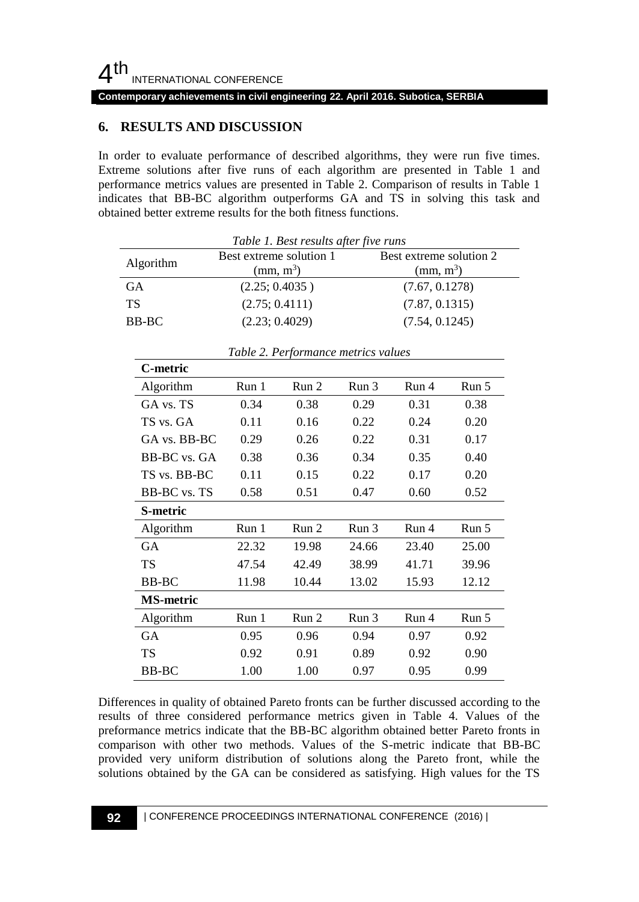## 6. RESULTS AND DISCUSSION

In order to evaluate performance of described algorithms, they were run five times. Extreme solutions after five runs of each algorithm are presented in Table 1 and performance metrics values are presented in Table 2. Comparison of results in Table 1 indicates that BB-BC algorithm outperforms GA and TS in solving this task and obtained better extreme results for the both fitness functions.

*Table 1. Best results after five runs*

| Algorithm | Best extreme solution 1 (mm, $m^3$) | Best extreme solution 2 (mm, $m^3$) |
|---|---|---|
| GA | (2.25; 0.4035 ) | (7.67, 0.1278) |
| TS | (2.75; 0.4111) | (7.87, 0.1315) |
| BB-BC | (2.23; 0.4029) | (7.54, 0.1245) |

*Table 2. Performance metrics values*

| **C-metric** | | | | | |
|---|---|---|---|---|---|
| Algorithm | Run 1 | Run 2 | Run 3 | Run 4 | Run 5 |
| GA vs. TS | 0.34 | 0.38 | 0.29 | 0.31 | 0.38 |
| TS vs. GA | 0.11 | 0.16 | 0.22 | 0.24 | 0.20 |
| GA vs. BB-BC | 0.29 | 0.26 | 0.22 | 0.31 | 0.17 |
| BB-BC vs. GA | 0.38 | 0.36 | 0.34 | 0.35 | 0.40 |
| TS vs. BB-BC | 0.11 | 0.15 | 0.22 | 0.17 | 0.20 |
| BB-BC vs. TS | 0.58 | 0.51 | 0.47 | 0.60 | 0.52 |
| **S-metric** | | | | | |
| Algorithm | Run 1 | Run 2 | Run 3 | Run 4 | Run 5 |
| GA | 22.32 | 19.98 | 24.66 | 23.40 | 25.00 |
| TS | 47.54 | 42.49 | 38.99 | 41.71 | 39.96 |
| BB-BC | 11.98 | 10.44 | 13.02 | 15.93 | 12.12 |
| **MS-metric** | | | | | |
| Algorithm | Run 1 | Run 2 | Run 3 | Run 4 | Run 5 |
| GA | 0.95 | 0.96 | 0.94 | 0.97 | 0.92 |
| TS | 0.92 | 0.91 | 0.89 | 0.92 | 0.90 |
| BB-BC | 1.00 | 1.00 | 0.97 | 0.95 | 0.99 |

Differences in quality of obtained Pareto fronts can be further discussed according to the results of three considered performance metrics given in Table 4. Values of the preformance metrics indicate that the BB-BC algorithm obtained better Pareto fronts in comparison with other two methods. Values of the S-metric indicate that BB-BC provided very uniform distribution of solutions along the Pareto front, while the solutions obtained by the GA can be considered as satisfying. High values for the TS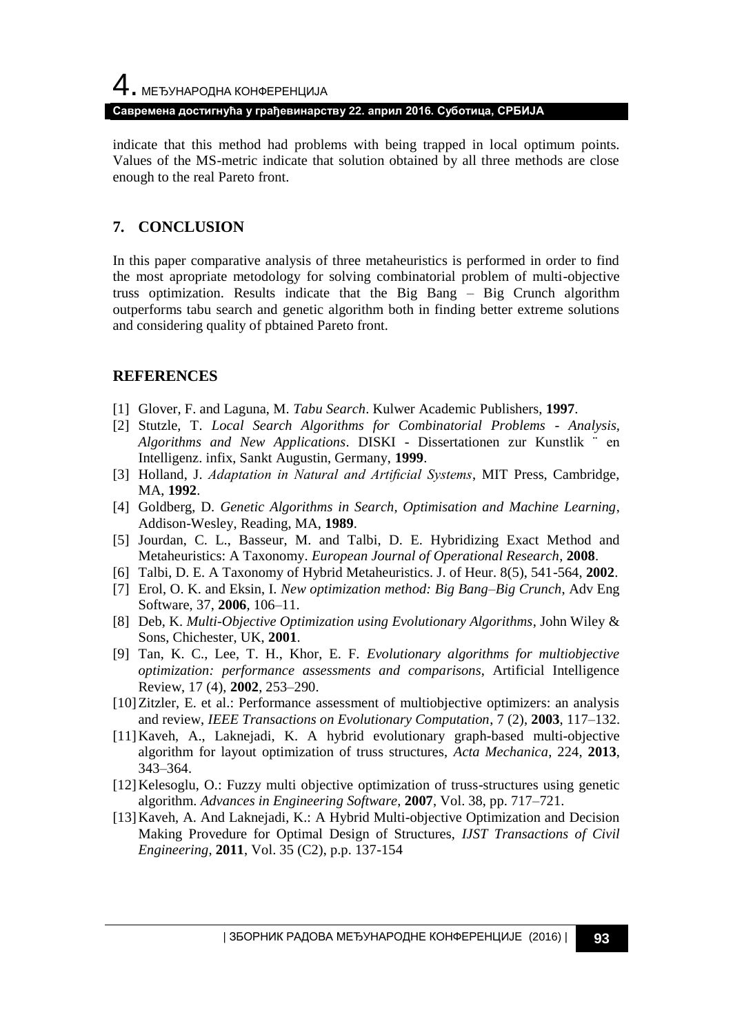indicate that this method had problems with being trapped in local optimum points. Values of the MS-metric indicate that solution obtained by all three methods are close enough to the real Pareto front.

## 7. CONCLUSION

In this paper comparative analysis of three metaheuristics is performed in order to find the most apropriate metodology for solving combinatorial problem of multi-objective truss optimization. Results indicate that the Big Bang – Big Crunch algorithm outperforms tabu search and genetic algorithm both in finding better extreme solutions and considering quality of pbtained Pareto front.

## REFERENCES

[1] Glover, F. and Laguna, M. *Tabu Search*. Kulwer Academic Publishers, **1997**.

[2] Stutzle, T. *Local Search Algorithms for Combinatorial Problems - Analysis, Algorithms and New Applications*. DISKI - Dissertationen zur Kunstlik ¨ en Intelligenz. infix, Sankt Augustin, Germany, **1999**.

[3] Holland, J. *Adaptation in Natural and Artificial Systems*, MIT Press, Cambridge, MA, **1992**.

[4] Goldberg, D. *Genetic Algorithms in Search, Optimisation and Machine Learning*, Addison-Wesley, Reading, MA, **1989**.

[5] Jourdan, C. L., Basseur, M. and Talbi, D. E. Hybridizing Exact Method and Metaheuristics: A Taxonomy. *European Journal of Operational Research*, **2008**.

[6] Talbi, D. E. A Taxonomy of Hybrid Metaheuristics. J. of Heur. 8(5), 541-564, **2002**.

[7] Erol, O. K. and Eksin, I. *New optimization method: Big Bang–Big Crunch*, Adv Eng Software, 37, **2006**, 106–11.

[8] Deb, K. *Multi-Objective Optimization using Evolutionary Algorithms*, John Wiley & Sons, Chichester, UK, **2001**.

[9] Tan, K. C., Lee, T. H., Khor, E. F. *Evolutionary algorithms for multiobjective optimization: performance assessments and comparisons*, Artificial Intelligence Review, 17 (4), **2002**, 253–290.

[10] Zitzler, E. et al.: Performance assessment of multiobjective optimizers: an analysis and review, *IEEE Transactions on Evolutionary Computation*, 7 (2), **2003**, 117–132.

[11] Kaveh, A., Laknejadi, K. A hybrid evolutionary graph-based multi-objective algorithm for layout optimization of truss structures, *Acta Mechanica*, 224, **2013**, 343–364.

[12] Kelesoglu, O.: Fuzzy multi objective optimization of truss-structures using genetic algorithm. *Advances in Engineering Software*, **2007**, Vol. 38, pp. 717–721.

[13] Kaveh, A. And Laknejadi, K.: A Hybrid Multi-objective Optimization and Decision Making Provedure for Optimal Design of Structures, *IJST Transactions of Civil Engineering*, **2011**, Vol. 35 (C2), p.p. 137-154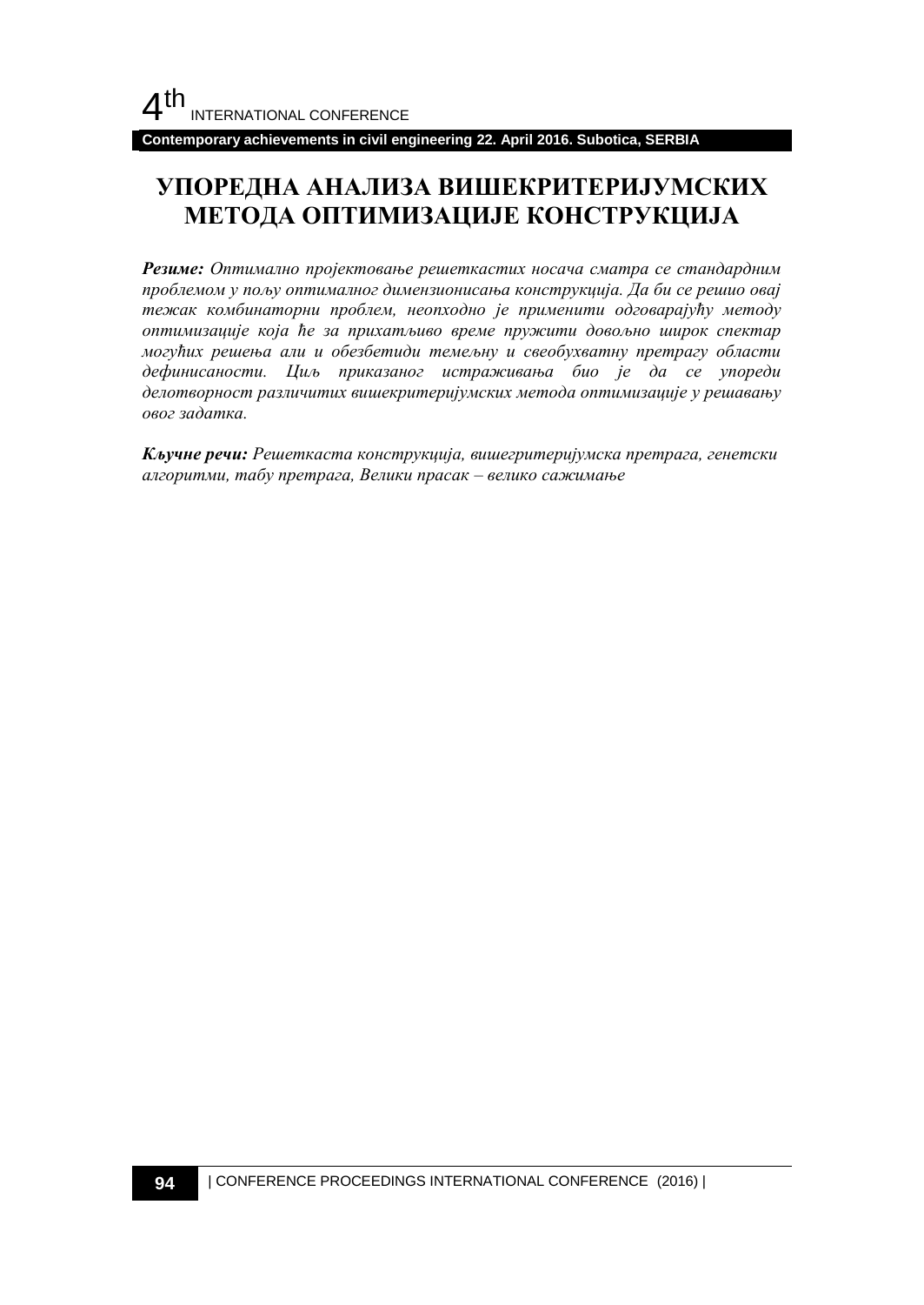# УПОРЕДНА АНАЛИЗА ВИШЕКРИТЕРИЈУМСКИХ МЕТОДА ОПТИМИЗАЦИЈЕ КОНСТРУКЦИЈА

***Резиме:*** *Оптимално пројектовање решеткастих носача сматра се стандардним проблемом у пољу оптималног димензионисања конструкција. Да би се решио овај тежак комбинаторни проблем, неопходно је применити одговарајућу методу оптимизације која ће за прихатљиво време пружити довољно широк спектар могућих решења али и обезбетиди темељну и свеобухватну претрагу области дефинисаности. Циљ приказаног истраживања био је да се упореди делотворност различитих вишекритеријумских метода оптимизације у решавању овог задатка.*

***Кључне речи:*** *Решеткаста конструкција, вишегритеријумска претрага, генетски алгоритми, табу претрага, Велики прасак – велико сажимање*